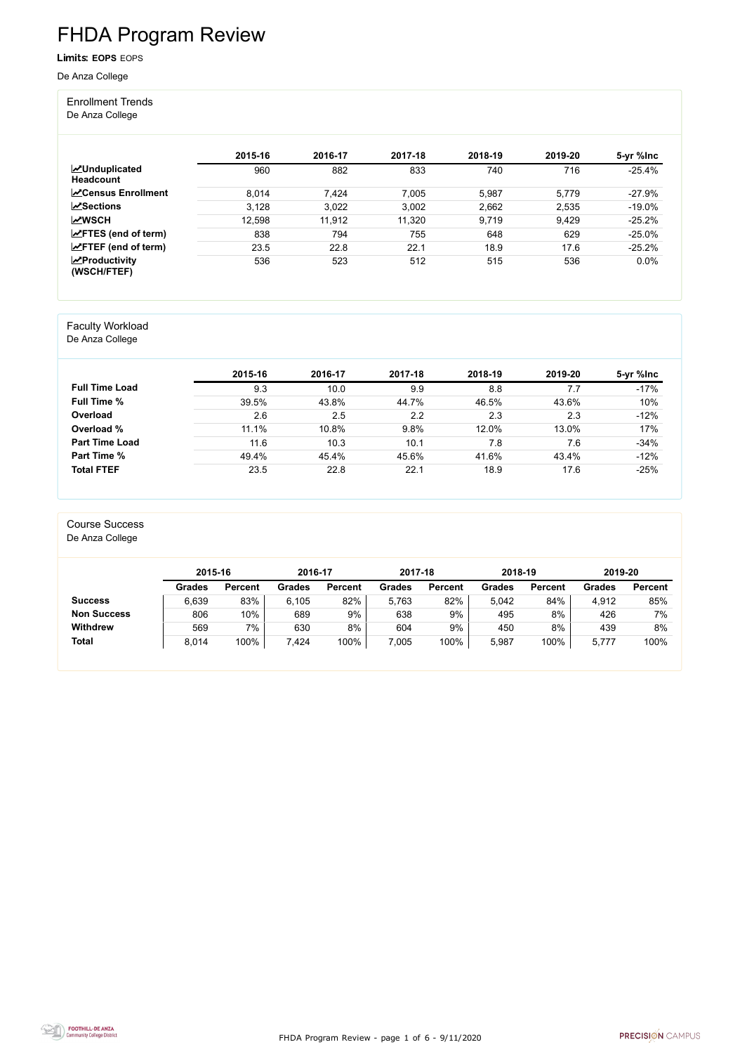# FHDA Program Review

**Limits: EOPS** EOPS

De Anza College

## Enrollment Trends

De Anza College

| | 2015-16 | 2016-17 | 2017-18 | 2018-19 | 2019-20 | 5-yr %Inc |
|---|---|---|---|---|---|---|
| **Unduplicated Headcount** | 960 | 882 | 833 | 740 | 716 | -25.4% |
| **Census Enrollment** | 8,014 | 7,424 | 7,005 | 5,987 | 5,779 | -27.9% |
| **Sections** | 3,128 | 3,022 | 3,002 | 2,662 | 2,535 | -19.0% |
| **WSCH** | 12,598 | 11,912 | 11,320 | 9,719 | 9,429 | -25.2% |
| **FTES (end of term)** | 838 | 794 | 755 | 648 | 629 | -25.0% |
| **FTEF (end of term)** | 23.5 | 22.8 | 22.1 | 18.9 | 17.6 | -25.2% |
| **Productivity (WSCH/FTEF)** | 536 | 523 | 512 | 515 | 536 | 0.0% |

## Faculty Workload

De Anza College

| | 2015-16 | 2016-17 | 2017-18 | 2018-19 | 2019-20 | 5-yr %Inc |
|---|---|---|---|---|---|---|
| **Full Time Load** | 9.3 | 10.0 | 9.9 | 8.8 | 7.7 | -17% |
| **Full Time %** | 39.5% | 43.8% | 44.7% | 46.5% | 43.6% | 10% |
| **Overload** | 2.6 | 2.5 | 2.2 | 2.3 | 2.3 | -12% |
| **Overload %** | 11.1% | 10.8% | 9.8% | 12.0% | 13.0% | 17% |
| **Part Time Load** | 11.6 | 10.3 | 10.1 | 7.8 | 7.6 | -34% |
| **Part Time %** | 49.4% | 45.4% | 45.6% | 41.6% | 43.4% | -12% |
| **Total FTEF** | 23.5 | 22.8 | 22.1 | 18.9 | 17.6 | -25% |

## Course Success

De Anza College

| | 2015-16 | | 2016-17 | | 2017-18 | | 2018-19 | | 2019-20 | |
|---|---|---|---|---|---|---|---|---|---|---|
| | **Grades** | **Percent** | **Grades** | **Percent** | **Grades** | **Percent** | **Grades** | **Percent** | **Grades** | **Percent** |
| **Success** | 6,639 | 83% | 6,105 | 82% | 5,763 | 82% | 5,042 | 84% | 4,912 | 85% |
| **Non Success** | 806 | 10% | 689 | 9% | 638 | 9% | 495 | 8% | 426 | 7% |
| **Withdrew** | 569 | 7% | 630 | 8% | 604 | 9% | 450 | 8% | 439 | 8% |
| **Total** | 8,014 | 100% | 7,424 | 100% | 7,005 | 100% | 5,987 | 100% | 5,777 | 100% |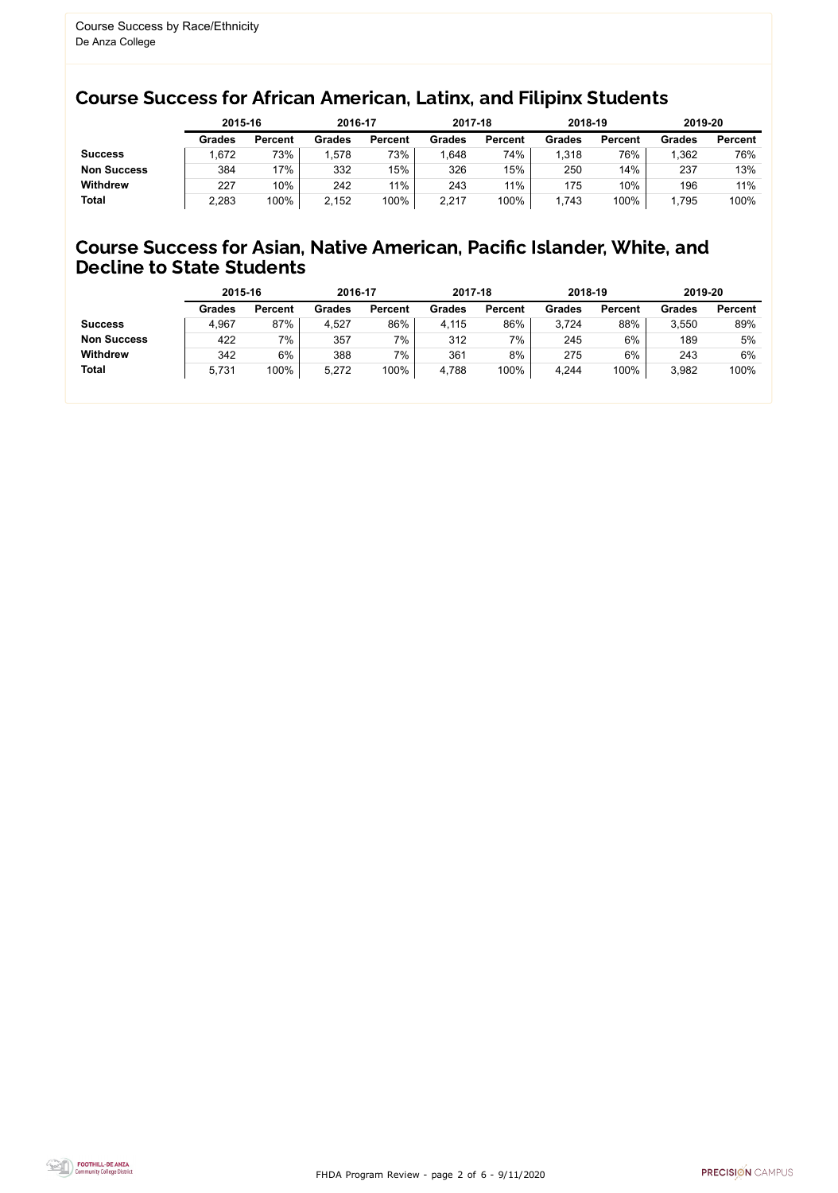Course Success by Race/Ethnicity
De Anza College

## Course Success for African American, Latinx, and Filipinx Students

| | 2015-16 | | 2016-17 | | 2017-18 | | 2018-19 | | 2019-20 | |
|---|---|---|---|---|---|---|---|---|---|---|
| | **Grades** | **Percent** | **Grades** | **Percent** | **Grades** | **Percent** | **Grades** | **Percent** | **Grades** | **Percent** |
| **Success** | 1,672 | 73% | 1,578 | 73% | 1,648 | 74% | 1,318 | 76% | 1,362 | 76% |
| **Non Success** | 384 | 17% | 332 | 15% | 326 | 15% | 250 | 14% | 237 | 13% |
| **Withdrew** | 227 | 10% | 242 | 11% | 243 | 11% | 175 | 10% | 196 | 11% |
| **Total** | 2,283 | 100% | 2,152 | 100% | 2,217 | 100% | 1,743 | 100% | 1,795 | 100% |

## Course Success for Asian, Native American, Pacific Islander, White, and Decline to State Students

| | 2015-16 | | 2016-17 | | 2017-18 | | 2018-19 | | 2019-20 | |
|---|---|---|---|---|---|---|---|---|---|---|
| | **Grades** | **Percent** | **Grades** | **Percent** | **Grades** | **Percent** | **Grades** | **Percent** | **Grades** | **Percent** |
| **Success** | 4,967 | 87% | 4,527 | 86% | 4,115 | 86% | 3,724 | 88% | 3,550 | 89% |
| **Non Success** | 422 | 7% | 357 | 7% | 312 | 7% | 245 | 6% | 189 | 5% |
| **Withdrew** | 342 | 6% | 388 | 7% | 361 | 8% | 275 | 6% | 243 | 6% |
| **Total** | 5,731 | 100% | 5,272 | 100% | 4,788 | 100% | 4,244 | 100% | 3,982 | 100% |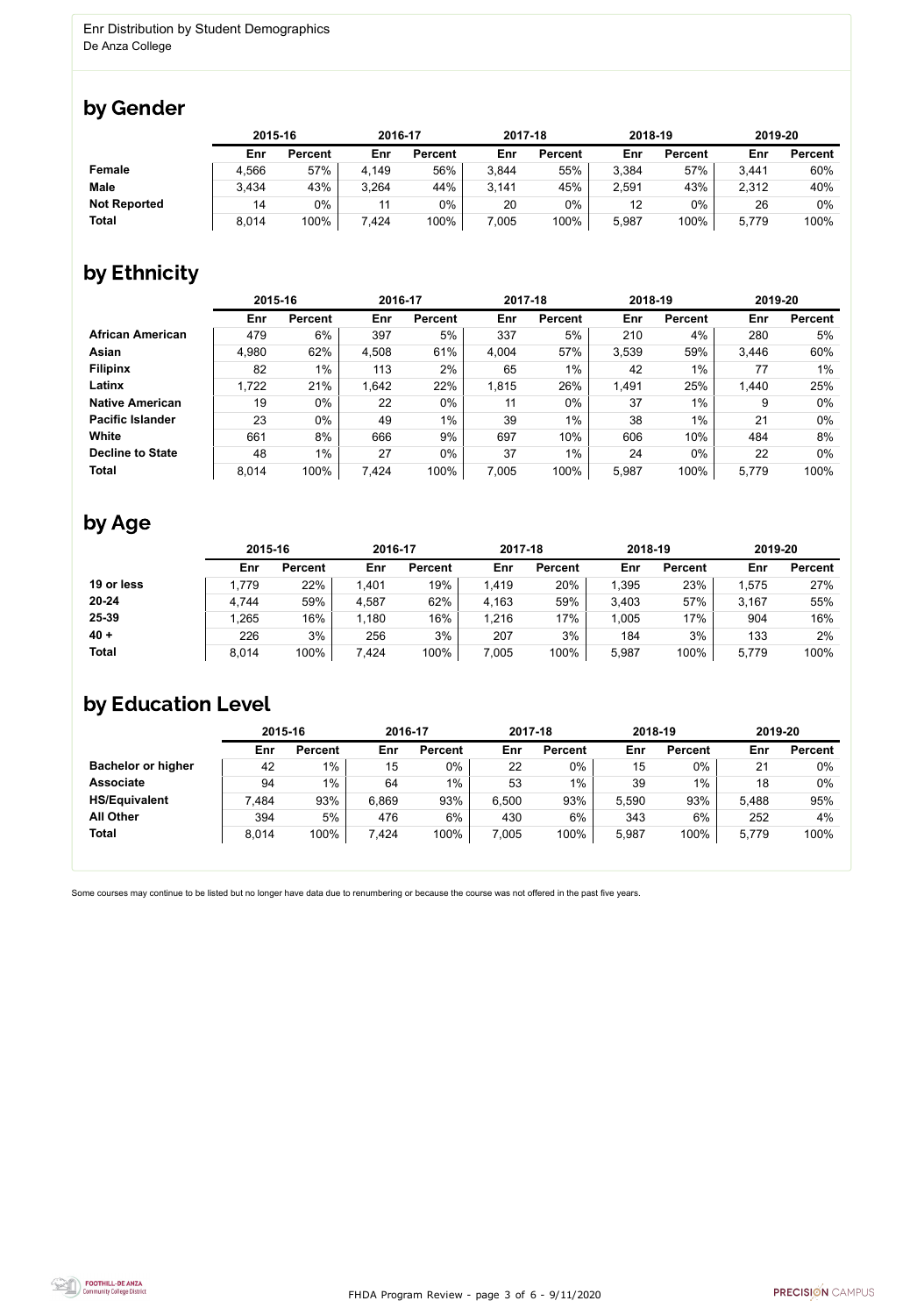Enr Distribution by Student Demographics
De Anza College

## by Gender

| | 2015-16 | | 2016-17 | | 2017-18 | | 2018-19 | | 2019-20 | |
|---|---|---|---|---|---|---|---|---|---|---|
| | Enr | Percent | Enr | Percent | Enr | Percent | Enr | Percent | Enr | Percent |
| **Female** | 4,566 | 57% | 4,149 | 56% | 3,844 | 55% | 3,384 | 57% | 3,441 | 60% |
| **Male** | 3,434 | 43% | 3,264 | 44% | 3,141 | 45% | 2,591 | 43% | 2,312 | 40% |
| **Not Reported** | 14 | 0% | 11 | 0% | 20 | 0% | 12 | 0% | 26 | 0% |
| **Total** | 8,014 | 100% | 7,424 | 100% | 7,005 | 100% | 5,987 | 100% | 5,779 | 100% |

## by Ethnicity

| | 2015-16 | | 2016-17 | | 2017-18 | | 2018-19 | | 2019-20 | |
|---|---|---|---|---|---|---|---|---|---|---|
| | Enr | Percent | Enr | Percent | Enr | Percent | Enr | Percent | Enr | Percent |
| **African American** | 479 | 6% | 397 | 5% | 337 | 5% | 210 | 4% | 280 | 5% |
| **Asian** | 4,980 | 62% | 4,508 | 61% | 4,004 | 57% | 3,539 | 59% | 3,446 | 60% |
| **Filipinx** | 82 | 1% | 113 | 2% | 65 | 1% | 42 | 1% | 77 | 1% |
| **Latinx** | 1,722 | 21% | 1,642 | 22% | 1,815 | 26% | 1,491 | 25% | 1,440 | 25% |
| **Native American** | 19 | 0% | 22 | 0% | 11 | 0% | 37 | 1% | 9 | 0% |
| **Pacific Islander** | 23 | 0% | 49 | 1% | 39 | 1% | 38 | 1% | 21 | 0% |
| **White** | 661 | 8% | 666 | 9% | 697 | 10% | 606 | 10% | 484 | 8% |
| **Decline to State** | 48 | 1% | 27 | 0% | 37 | 1% | 24 | 0% | 22 | 0% |
| **Total** | 8,014 | 100% | 7,424 | 100% | 7,005 | 100% | 5,987 | 100% | 5,779 | 100% |

## by Age

| | 2015-16 | | 2016-17 | | 2017-18 | | 2018-19 | | 2019-20 | |
|---|---|---|---|---|---|---|---|---|---|---|
| | Enr | Percent | Enr | Percent | Enr | Percent | Enr | Percent | Enr | Percent |
| **19 or less** | 1,779 | 22% | 1,401 | 19% | 1,419 | 20% | 1,395 | 23% | 1,575 | 27% |
| **20-24** | 4,744 | 59% | 4,587 | 62% | 4,163 | 59% | 3,403 | 57% | 3,167 | 55% |
| **25-39** | 1,265 | 16% | 1,180 | 16% | 1,216 | 17% | 1,005 | 17% | 904 | 16% |
| **40 +** | 226 | 3% | 256 | 3% | 207 | 3% | 184 | 3% | 133 | 2% |
| **Total** | 8,014 | 100% | 7,424 | 100% | 7,005 | 100% | 5,987 | 100% | 5,779 | 100% |

## by Education Level

| | 2015-16 | | 2016-17 | | 2017-18 | | 2018-19 | | 2019-20 | |
|---|---|---|---|---|---|---|---|---|---|---|
| | Enr | Percent | Enr | Percent | Enr | Percent | Enr | Percent | Enr | Percent |
| **Bachelor or higher** | 42 | 1% | 15 | 0% | 22 | 0% | 15 | 0% | 21 | 0% |
| **Associate** | 94 | 1% | 64 | 1% | 53 | 1% | 39 | 1% | 18 | 0% |
| **HS/Equivalent** | 7,484 | 93% | 6,869 | 93% | 6,500 | 93% | 5,590 | 93% | 5,488 | 95% |
| **All Other** | 394 | 5% | 476 | 6% | 430 | 6% | 343 | 6% | 252 | 4% |
| **Total** | 8,014 | 100% | 7,424 | 100% | 7,005 | 100% | 5,987 | 100% | 5,779 | 100% |

Some courses may continue to be listed but no longer have data due to renumbering or because the course was not offered in the past five years.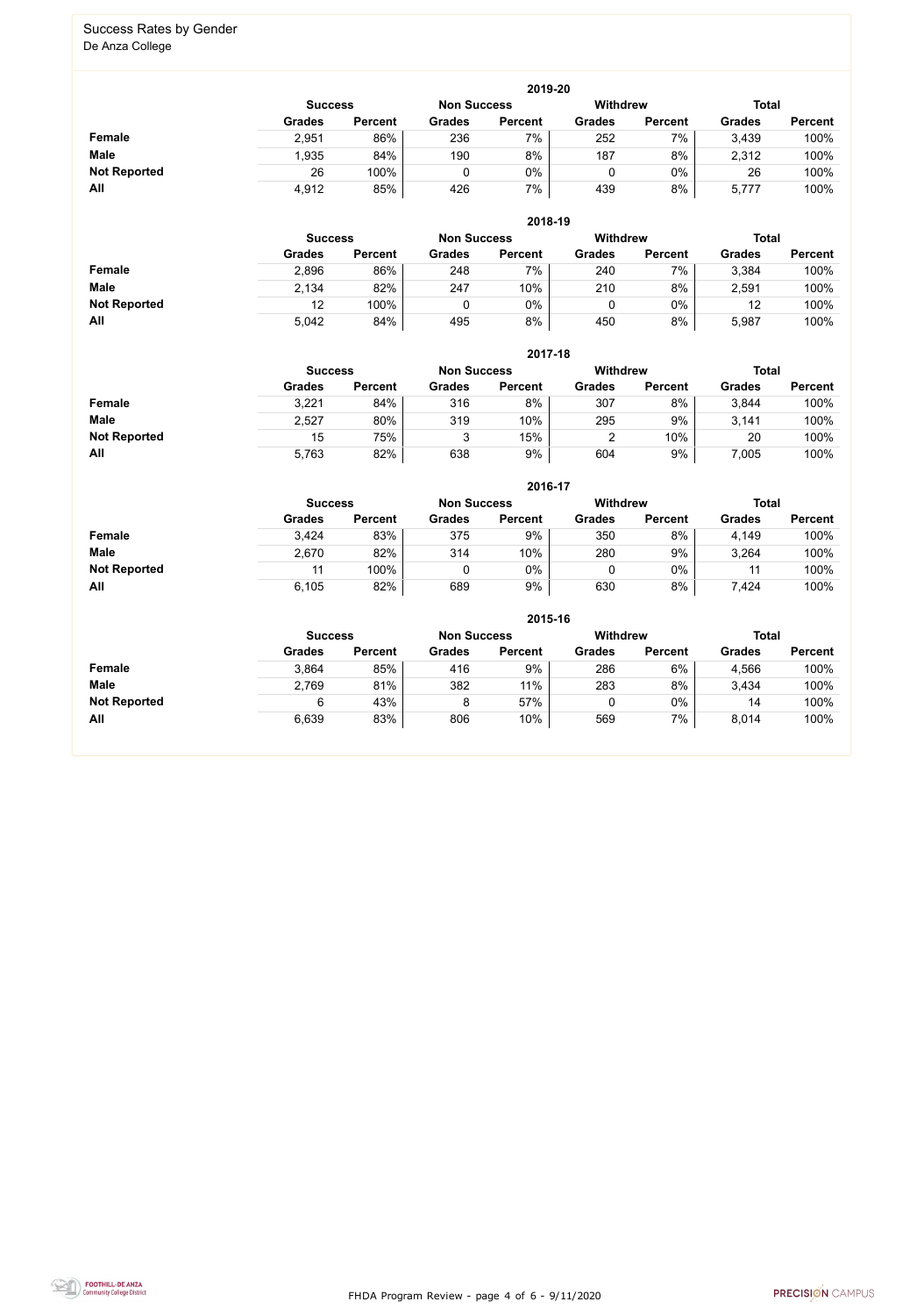## Success Rates by Gender

De Anza College

### 2019-20

| | Success | | Non Success | | Withdrew | | Total | |
|---|---|---|---|---|---|---|---|---|
| | Grades | Percent | Grades | Percent | Grades | Percent | Grades | Percent |
| **Female** | 2,951 | 86% | 236 | 7% | 252 | 7% | 3,439 | 100% |
| **Male** | 1,935 | 84% | 190 | 8% | 187 | 8% | 2,312 | 100% |
| **Not Reported** | 26 | 100% | 0 | 0% | 0 | 0% | 26 | 100% |
| **All** | 4,912 | 85% | 426 | 7% | 439 | 8% | 5,777 | 100% |

### 2018-19

| | Success | | Non Success | | Withdrew | | Total | |
|---|---|---|---|---|---|---|---|---|
| | Grades | Percent | Grades | Percent | Grades | Percent | Grades | Percent |
| **Female** | 2,896 | 86% | 248 | 7% | 240 | 7% | 3,384 | 100% |
| **Male** | 2,134 | 82% | 247 | 10% | 210 | 8% | 2,591 | 100% |
| **Not Reported** | 12 | 100% | 0 | 0% | 0 | 0% | 12 | 100% |
| **All** | 5,042 | 84% | 495 | 8% | 450 | 8% | 5,987 | 100% |

### 2017-18

| | Success | | Non Success | | Withdrew | | Total | |
|---|---|---|---|---|---|---|---|---|
| | Grades | Percent | Grades | Percent | Grades | Percent | Grades | Percent |
| **Female** | 3,221 | 84% | 316 | 8% | 307 | 8% | 3,844 | 100% |
| **Male** | 2,527 | 80% | 319 | 10% | 295 | 9% | 3,141 | 100% |
| **Not Reported** | 15 | 75% | 3 | 15% | 2 | 10% | 20 | 100% |
| **All** | 5,763 | 82% | 638 | 9% | 604 | 9% | 7,005 | 100% |

### 2016-17

| | Success | | Non Success | | Withdrew | | Total | |
|---|---|---|---|---|---|---|---|---|
| | Grades | Percent | Grades | Percent | Grades | Percent | Grades | Percent |
| **Female** | 3,424 | 83% | 375 | 9% | 350 | 8% | 4,149 | 100% |
| **Male** | 2,670 | 82% | 314 | 10% | 280 | 9% | 3,264 | 100% |
| **Not Reported** | 11 | 100% | 0 | 0% | 0 | 0% | 11 | 100% |
| **All** | 6,105 | 82% | 689 | 9% | 630 | 8% | 7,424 | 100% |

### 2015-16

| | Success | | Non Success | | Withdrew | | Total | |
|---|---|---|---|---|---|---|---|---|
| | Grades | Percent | Grades | Percent | Grades | Percent | Grades | Percent |
| **Female** | 3,864 | 85% | 416 | 9% | 286 | 6% | 4,566 | 100% |
| **Male** | 2,769 | 81% | 382 | 11% | 283 | 8% | 3,434 | 100% |
| **Not Reported** | 6 | 43% | 8 | 57% | 0 | 0% | 14 | 100% |
| **All** | 6,639 | 83% | 806 | 10% | 569 | 7% | 8,014 | 100% |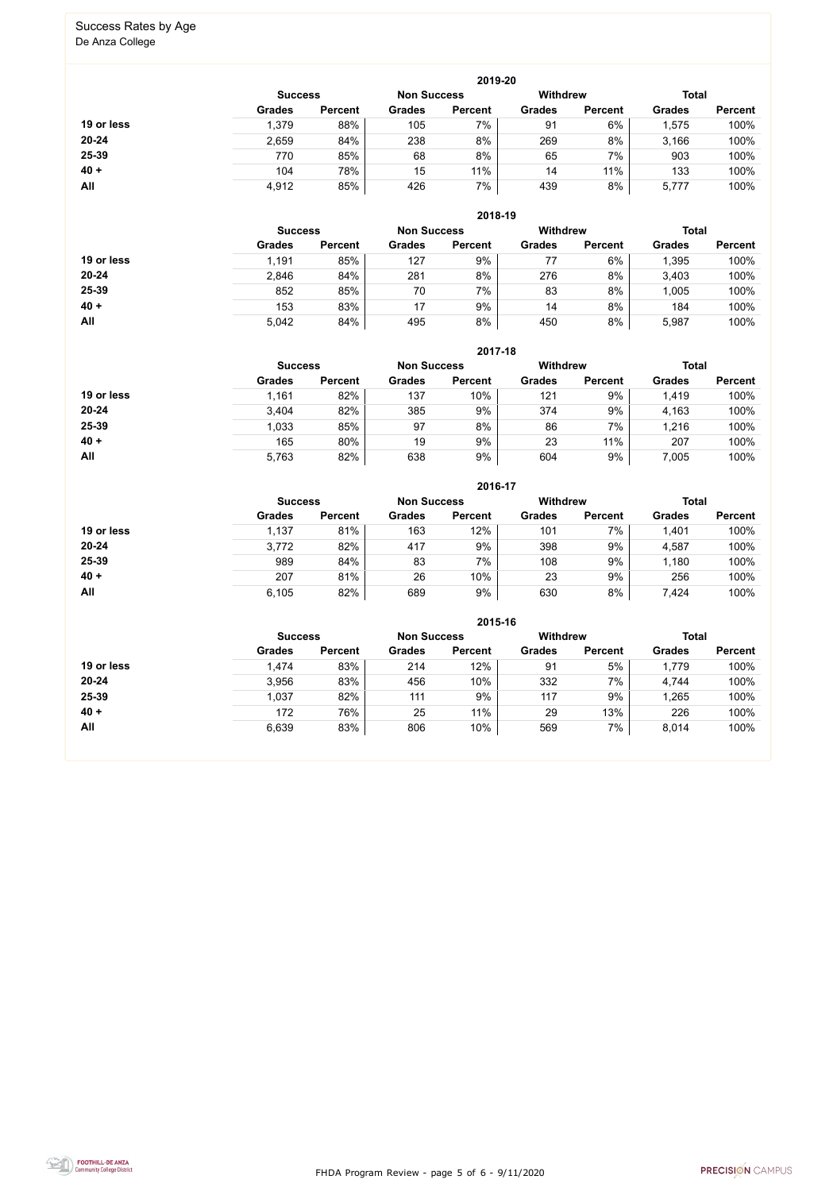# Success Rates by Age

De Anza College

## 2019-20

| | Success | | Non Success | | Withdrew | | Total | |
|---|---|---|---|---|---|---|---|---|
| | Grades | Percent | Grades | Percent | Grades | Percent | Grades | Percent |
| **19 or less** | 1,379 | 88% | 105 | 7% | 91 | 6% | 1,575 | 100% |
| **20-24** | 2,659 | 84% | 238 | 8% | 269 | 8% | 3,166 | 100% |
| **25-39** | 770 | 85% | 68 | 8% | 65 | 7% | 903 | 100% |
| **40 +** | 104 | 78% | 15 | 11% | 14 | 11% | 133 | 100% |
| **All** | 4,912 | 85% | 426 | 7% | 439 | 8% | 5,777 | 100% |

## 2018-19

| | Success | | Non Success | | Withdrew | | Total | |
|---|---|---|---|---|---|---|---|---|
| | Grades | Percent | Grades | Percent | Grades | Percent | Grades | Percent |
| **19 or less** | 1,191 | 85% | 127 | 9% | 77 | 6% | 1,395 | 100% |
| **20-24** | 2,846 | 84% | 281 | 8% | 276 | 8% | 3,403 | 100% |
| **25-39** | 852 | 85% | 70 | 7% | 83 | 8% | 1,005 | 100% |
| **40 +** | 153 | 83% | 17 | 9% | 14 | 8% | 184 | 100% |
| **All** | 5,042 | 84% | 495 | 8% | 450 | 8% | 5,987 | 100% |

## 2017-18

| | Success | | Non Success | | Withdrew | | Total | |
|---|---|---|---|---|---|---|---|---|
| | Grades | Percent | Grades | Percent | Grades | Percent | Grades | Percent |
| **19 or less** | 1,161 | 82% | 137 | 10% | 121 | 9% | 1,419 | 100% |
| **20-24** | 3,404 | 82% | 385 | 9% | 374 | 9% | 4,163 | 100% |
| **25-39** | 1,033 | 85% | 97 | 8% | 86 | 7% | 1,216 | 100% |
| **40 +** | 165 | 80% | 19 | 9% | 23 | 11% | 207 | 100% |
| **All** | 5,763 | 82% | 638 | 9% | 604 | 9% | 7,005 | 100% |

## 2016-17

| | Success | | Non Success | | Withdrew | | Total | |
|---|---|---|---|---|---|---|---|---|
| | Grades | Percent | Grades | Percent | Grades | Percent | Grades | Percent |
| **19 or less** | 1,137 | 81% | 163 | 12% | 101 | 7% | 1,401 | 100% |
| **20-24** | 3,772 | 82% | 417 | 9% | 398 | 9% | 4,587 | 100% |
| **25-39** | 989 | 84% | 83 | 7% | 108 | 9% | 1,180 | 100% |
| **40 +** | 207 | 81% | 26 | 10% | 23 | 9% | 256 | 100% |
| **All** | 6,105 | 82% | 689 | 9% | 630 | 8% | 7,424 | 100% |

## 2015-16

| | Success | | Non Success | | Withdrew | | Total | |
|---|---|---|---|---|---|---|---|---|
| | Grades | Percent | Grades | Percent | Grades | Percent | Grades | Percent |
| **19 or less** | 1,474 | 83% | 214 | 12% | 91 | 5% | 1,779 | 100% |
| **20-24** | 3,956 | 83% | 456 | 10% | 332 | 7% | 4,744 | 100% |
| **25-39** | 1,037 | 82% | 111 | 9% | 117 | 9% | 1,265 | 100% |
| **40 +** | 172 | 76% | 25 | 11% | 29 | 13% | 226 | 100% |
| **All** | 6,639 | 83% | 806 | 10% | 569 | 7% | 8,014 | 100% |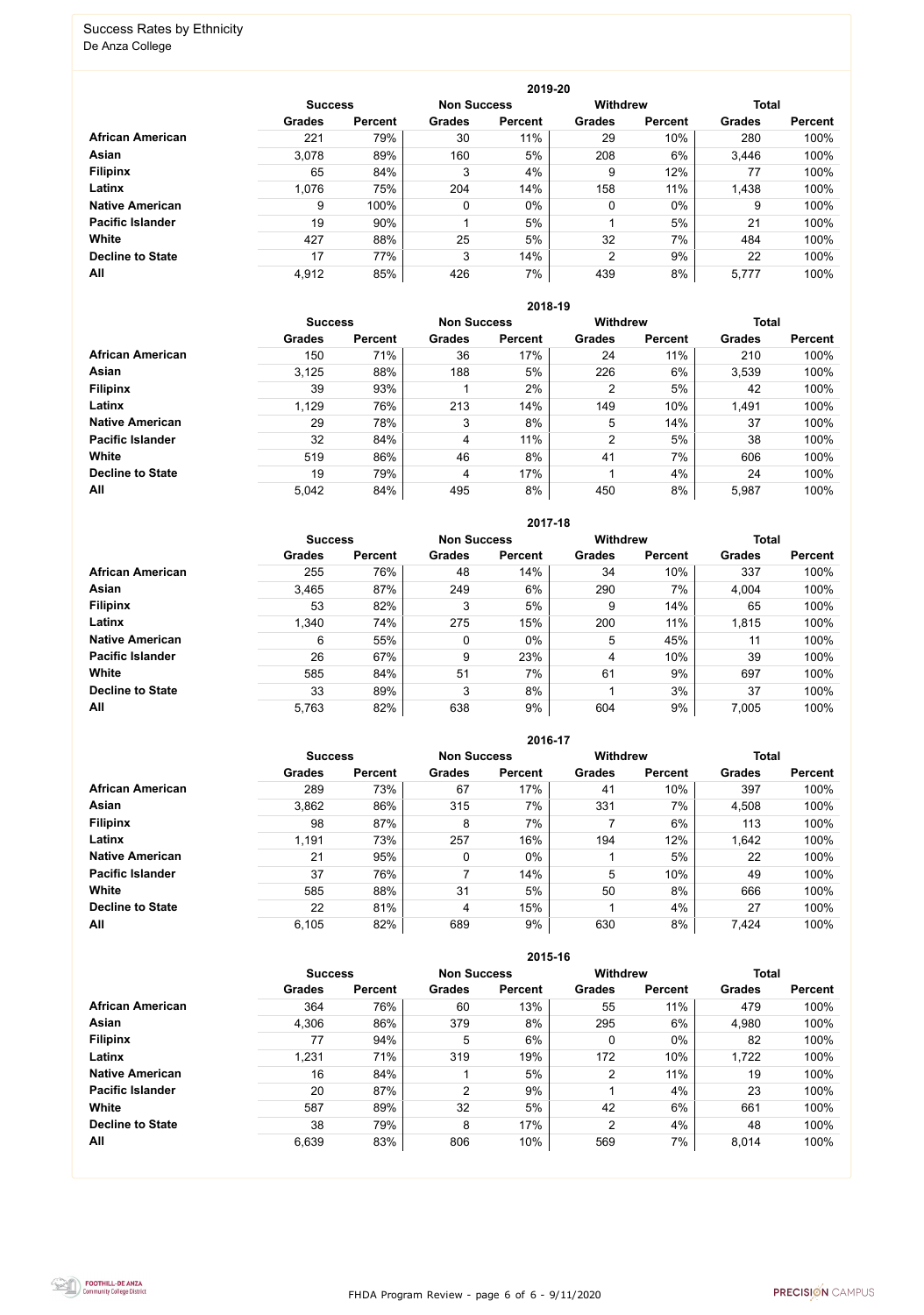## Success Rates by Ethnicity
De Anza College

### 2019-20

| | Success | | Non Success | | Withdrew | | Total | |
|---|---|---|---|---|---|---|---|---|
| | Grades | Percent | Grades | Percent | Grades | Percent | Grades | Percent |
| **African American** | 221 | 79% | 30 | 11% | 29 | 10% | 280 | 100% |
| **Asian** | 3,078 | 89% | 160 | 5% | 208 | 6% | 3,446 | 100% |
| **Filipinx** | 65 | 84% | 3 | 4% | 9 | 12% | 77 | 100% |
| **Latinx** | 1,076 | 75% | 204 | 14% | 158 | 11% | 1,438 | 100% |
| **Native American** | 9 | 100% | 0 | 0% | 0 | 0% | 9 | 100% |
| **Pacific Islander** | 19 | 90% | 1 | 5% | 1 | 5% | 21 | 100% |
| **White** | 427 | 88% | 25 | 5% | 32 | 7% | 484 | 100% |
| **Decline to State** | 17 | 77% | 3 | 14% | 2 | 9% | 22 | 100% |
| **All** | 4,912 | 85% | 426 | 7% | 439 | 8% | 5,777 | 100% |

### 2018-19

| | Success | | Non Success | | Withdrew | | Total | |
|---|---|---|---|---|---|---|---|---|
| | Grades | Percent | Grades | Percent | Grades | Percent | Grades | Percent |
| **African American** | 150 | 71% | 36 | 17% | 24 | 11% | 210 | 100% |
| **Asian** | 3,125 | 88% | 188 | 5% | 226 | 6% | 3,539 | 100% |
| **Filipinx** | 39 | 93% | 1 | 2% | 2 | 5% | 42 | 100% |
| **Latinx** | 1,129 | 76% | 213 | 14% | 149 | 10% | 1,491 | 100% |
| **Native American** | 29 | 78% | 3 | 8% | 5 | 14% | 37 | 100% |
| **Pacific Islander** | 32 | 84% | 4 | 11% | 2 | 5% | 38 | 100% |
| **White** | 519 | 86% | 46 | 8% | 41 | 7% | 606 | 100% |
| **Decline to State** | 19 | 79% | 4 | 17% | 1 | 4% | 24 | 100% |
| **All** | 5,042 | 84% | 495 | 8% | 450 | 8% | 5,987 | 100% |

### 2017-18

| | Success | | Non Success | | Withdrew | | Total | |
|---|---|---|---|---|---|---|---|---|
| | Grades | Percent | Grades | Percent | Grades | Percent | Grades | Percent |
| **African American** | 255 | 76% | 48 | 14% | 34 | 10% | 337 | 100% |
| **Asian** | 3,465 | 87% | 249 | 6% | 290 | 7% | 4,004 | 100% |
| **Filipinx** | 53 | 82% | 3 | 5% | 9 | 14% | 65 | 100% |
| **Latinx** | 1,340 | 74% | 275 | 15% | 200 | 11% | 1,815 | 100% |
| **Native American** | 6 | 55% | 0 | 0% | 5 | 45% | 11 | 100% |
| **Pacific Islander** | 26 | 67% | 9 | 23% | 4 | 10% | 39 | 100% |
| **White** | 585 | 84% | 51 | 7% | 61 | 9% | 697 | 100% |
| **Decline to State** | 33 | 89% | 3 | 8% | 1 | 3% | 37 | 100% |
| **All** | 5,763 | 82% | 638 | 9% | 604 | 9% | 7,005 | 100% |

### 2016-17

| | Success | | Non Success | | Withdrew | | Total | |
|---|---|---|---|---|---|---|---|---|
| | Grades | Percent | Grades | Percent | Grades | Percent | Grades | Percent |
| **African American** | 289 | 73% | 67 | 17% | 41 | 10% | 397 | 100% |
| **Asian** | 3,862 | 86% | 315 | 7% | 331 | 7% | 4,508 | 100% |
| **Filipinx** | 98 | 87% | 8 | 7% | 7 | 6% | 113 | 100% |
| **Latinx** | 1,191 | 73% | 257 | 16% | 194 | 12% | 1,642 | 100% |
| **Native American** | 21 | 95% | 0 | 0% | 1 | 5% | 22 | 100% |
| **Pacific Islander** | 37 | 76% | 7 | 14% | 5 | 10% | 49 | 100% |
| **White** | 585 | 88% | 31 | 5% | 50 | 8% | 666 | 100% |
| **Decline to State** | 22 | 81% | 4 | 15% | 1 | 4% | 27 | 100% |
| **All** | 6,105 | 82% | 689 | 9% | 630 | 8% | 7,424 | 100% |

### 2015-16

| | Success | | Non Success | | Withdrew | | Total | |
|---|---|---|---|---|---|---|---|---|
| | Grades | Percent | Grades | Percent | Grades | Percent | Grades | Percent |
| **African American** | 364 | 76% | 60 | 13% | 55 | 11% | 479 | 100% |
| **Asian** | 4,306 | 86% | 379 | 8% | 295 | 6% | 4,980 | 100% |
| **Filipinx** | 77 | 94% | 5 | 6% | 0 | 0% | 82 | 100% |
| **Latinx** | 1,231 | 71% | 319 | 19% | 172 | 10% | 1,722 | 100% |
| **Native American** | 16 | 84% | 1 | 5% | 2 | 11% | 19 | 100% |
| **Pacific Islander** | 20 | 87% | 2 | 9% | 1 | 4% | 23 | 100% |
| **White** | 587 | 89% | 32 | 5% | 42 | 6% | 661 | 100% |
| **Decline to State** | 38 | 79% | 8 | 17% | 2 | 4% | 48 | 100% |
| **All** | 6,639 | 83% | 806 | 10% | 569 | 7% | 8,014 | 100% |